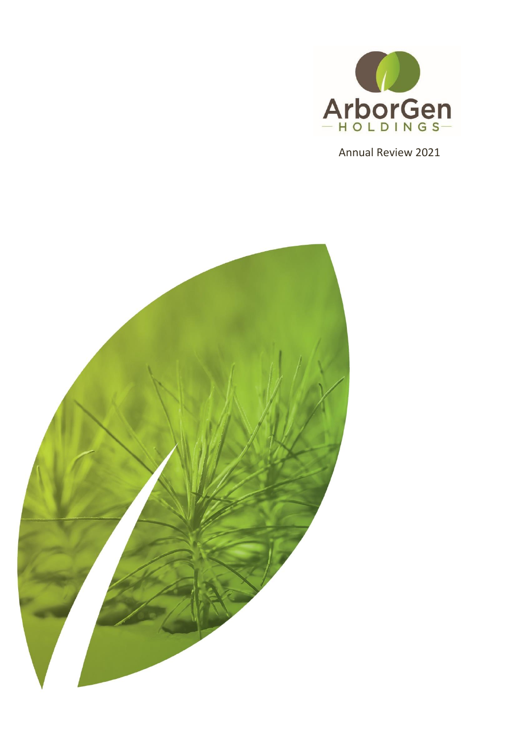# ArborGen Holdings

Annual Review 2021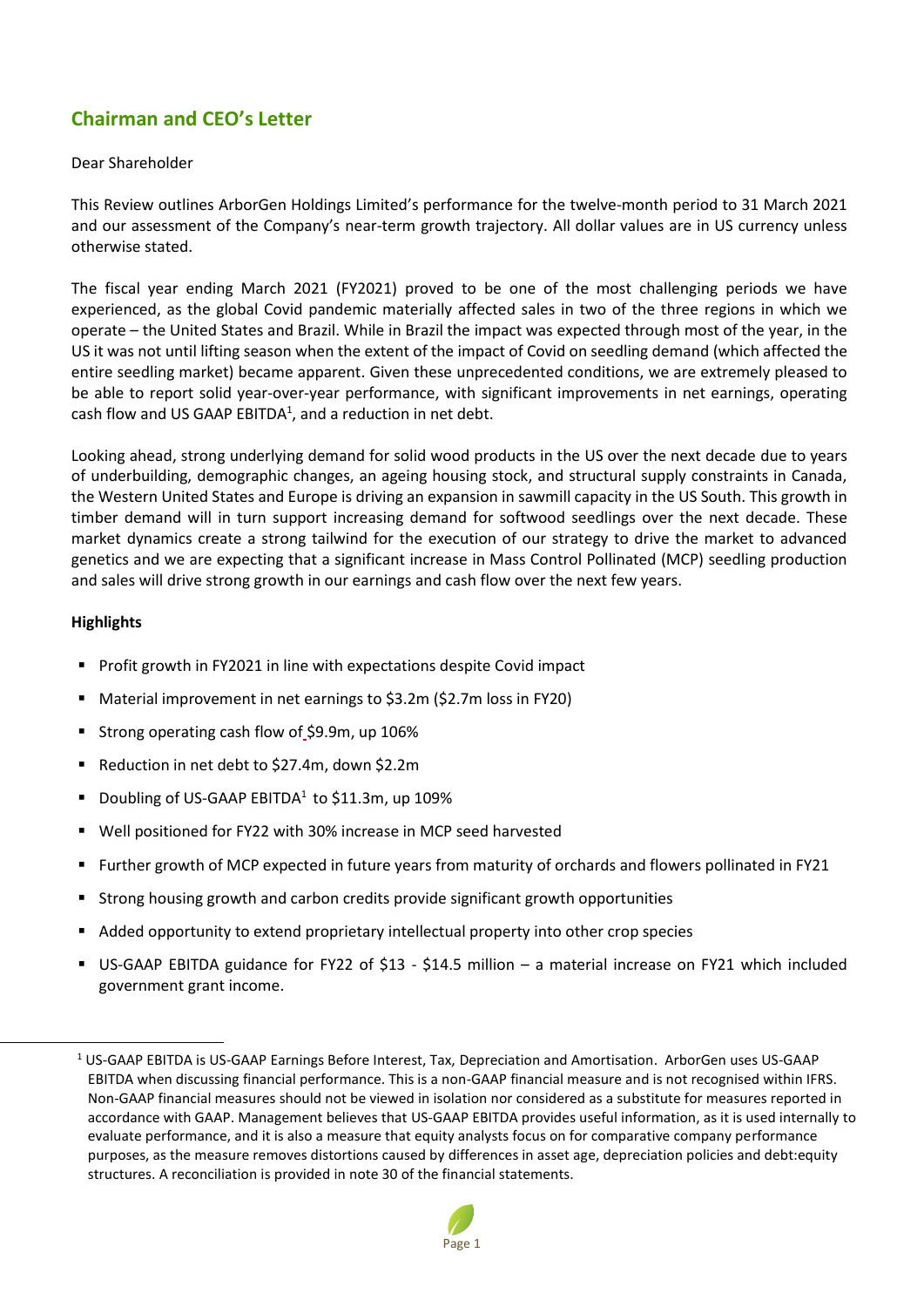## Chairman and CEO's Letter

Dear Shareholder

This Review outlines ArborGen Holdings Limited's performance for the twelve-month period to 31 March 2021 and our assessment of the Company's near-term growth trajectory. All dollar values are in US currency unless otherwise stated.

The fiscal year ending March 2021 (FY2021) proved to be one of the most challenging periods we have experienced, as the global Covid pandemic materially affected sales in two of the three regions in which we operate – the United States and Brazil. While in Brazil the impact was expected through most of the year, in the US it was not until lifting season when the extent of the impact of Covid on seedling demand (which affected the entire seedling market) became apparent. Given these unprecedented conditions, we are extremely pleased to be able to report solid year-over-year performance, with significant improvements in net earnings, operating cash flow and US GAAP EBITDA[1], and a reduction in net debt.

Looking ahead, strong underlying demand for solid wood products in the US over the next decade due to years of underbuilding, demographic changes, an ageing housing stock, and structural supply constraints in Canada, the Western United States and Europe is driving an expansion in sawmill capacity in the US South. This growth in timber demand will in turn support increasing demand for softwood seedlings over the next decade. These market dynamics create a strong tailwind for the execution of our strategy to drive the market to advanced genetics and we are expecting that a significant increase in Mass Control Pollinated (MCP) seedling production and sales will drive strong growth in our earnings and cash flow over the next few years.

**Highlights**

- Profit growth in FY2021 in line with expectations despite Covid impact
- Material improvement in net earnings to $3.2m ($2.7m loss in FY20)
- Strong operating cash flow of $9.9m, up 106%
- Reduction in net debt to $27.4m, down $2.2m
- Doubling of US-GAAP EBITDA[1] to $11.3m, up 109%
- Well positioned for FY22 with 30% increase in MCP seed harvested
- Further growth of MCP expected in future years from maturity of orchards and flowers pollinated in FY21
- Strong housing growth and carbon credits provide significant growth opportunities
- Added opportunity to extend proprietary intellectual property into other crop species
- US-GAAP EBITDA guidance for FY22 of $13 - $14.5 million – a material increase on FY21 which included government grant income.

[1] US-GAAP EBITDA is US-GAAP Earnings Before Interest, Tax, Depreciation and Amortisation. ArborGen uses US-GAAP EBITDA when discussing financial performance. This is a non-GAAP financial measure and is not recognised within IFRS. Non-GAAP financial measures should not be viewed in isolation nor considered as a substitute for measures reported in accordance with GAAP. Management believes that US-GAAP EBITDA provides useful information, as it is used internally to evaluate performance, and it is also a measure that equity analysts focus on for comparative company performance purposes, as the measure removes distortions caused by differences in asset age, depreciation policies and debt:equity structures. A reconciliation is provided in note 30 of the financial statements.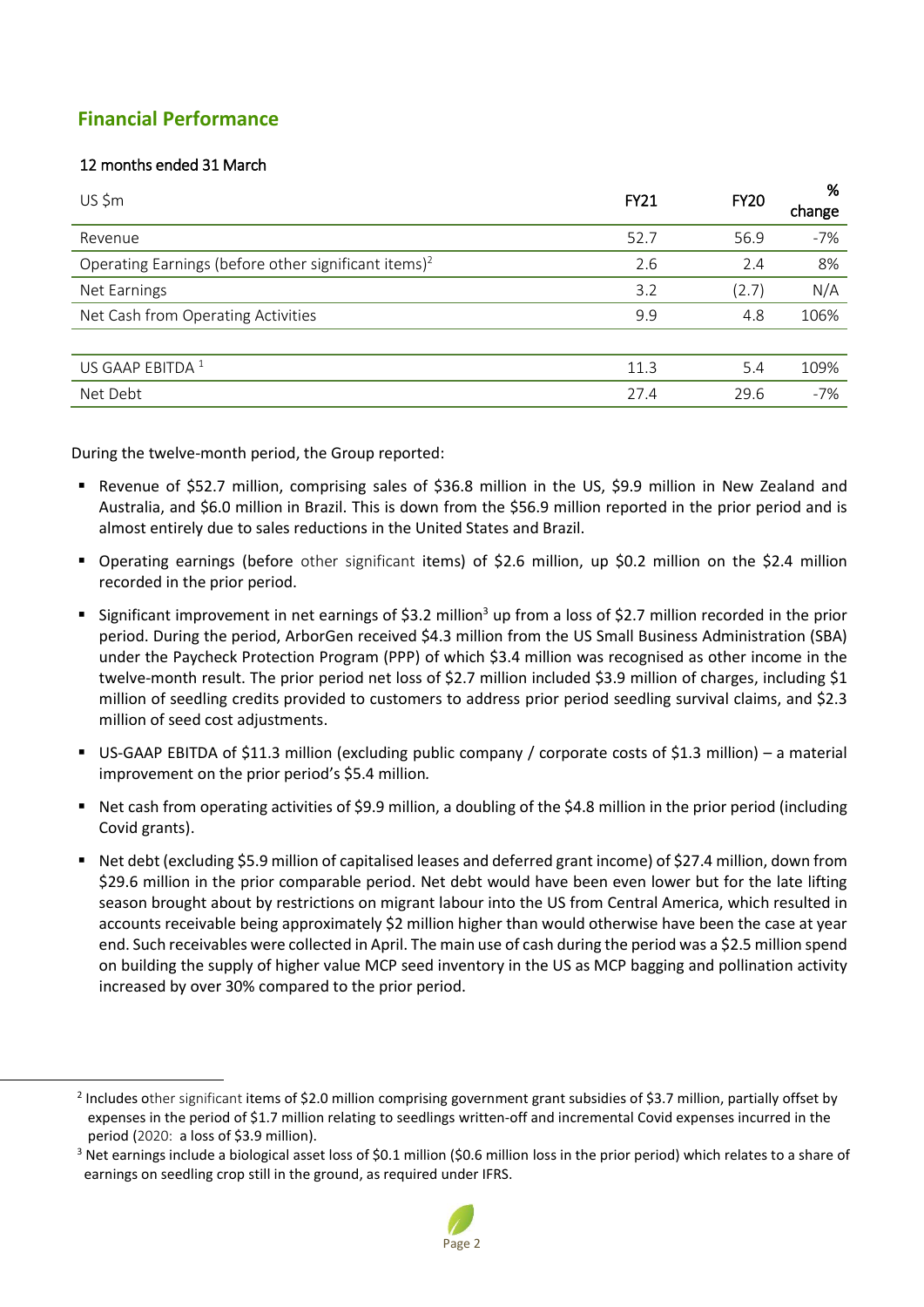## Financial Performance

12 months ended 31 March

| US $m | FY21 | FY20 | % change |
|---|---|---|---|
| Revenue | 52.7 | 56.9 | -7% |
| Operating Earnings (before other significant items)[2] | 2.6 | 2.4 | 8% |
| Net Earnings | 3.2 | (2.7) | N/A |
| Net Cash from Operating Activities | 9.9 | 4.8 | 106% |
| | | | |
| US GAAP EBITDA [1] | 11.3 | 5.4 | 109% |
| Net Debt | 27.4 | 29.6 | -7% |

During the twelve-month period, the Group reported:

- Revenue of $52.7 million, comprising sales of $36.8 million in the US, $9.9 million in New Zealand and Australia, and $6.0 million in Brazil. This is down from the $56.9 million reported in the prior period and is almost entirely due to sales reductions in the United States and Brazil.
- Operating earnings (before other significant items) of $2.6 million, up $0.2 million on the $2.4 million recorded in the prior period.
- Significant improvement in net earnings of $3.2 million[3] up from a loss of $2.7 million recorded in the prior period. During the period, ArborGen received $4.3 million from the US Small Business Administration (SBA) under the Paycheck Protection Program (PPP) of which $3.4 million was recognised as other income in the twelve-month result. The prior period net loss of $2.7 million included $3.9 million of charges, including $1 million of seedling credits provided to customers to address prior period seedling survival claims, and $2.3 million of seed cost adjustments.
- US-GAAP EBITDA of $11.3 million (excluding public company / corporate costs of $1.3 million) – a material improvement on the prior period's $5.4 million*.*
- Net cash from operating activities of $9.9 million, a doubling of the $4.8 million in the prior period (including Covid grants).
- Net debt (excluding $5.9 million of capitalised leases and deferred grant income) of $27.4 million, down from $29.6 million in the prior comparable period. Net debt would have been even lower but for the late lifting season brought about by restrictions on migrant labour into the US from Central America, which resulted in accounts receivable being approximately $2 million higher than would otherwise have been the case at year end. Such receivables were collected in April. The main use of cash during the period was a $2.5 million spend on building the supply of higher value MCP seed inventory in the US as MCP bagging and pollination activity increased by over 30% compared to the prior period.

---

[2] Includes other significant items of $2.0 million comprising government grant subsidies of $3.7 million, partially offset by expenses in the period of $1.7 million relating to seedlings written-off and incremental Covid expenses incurred in the period (2020: a loss of $3.9 million).

[3] Net earnings include a biological asset loss of $0.1 million ($0.6 million loss in the prior period) which relates to a share of earnings on seedling crop still in the ground, as required under IFRS.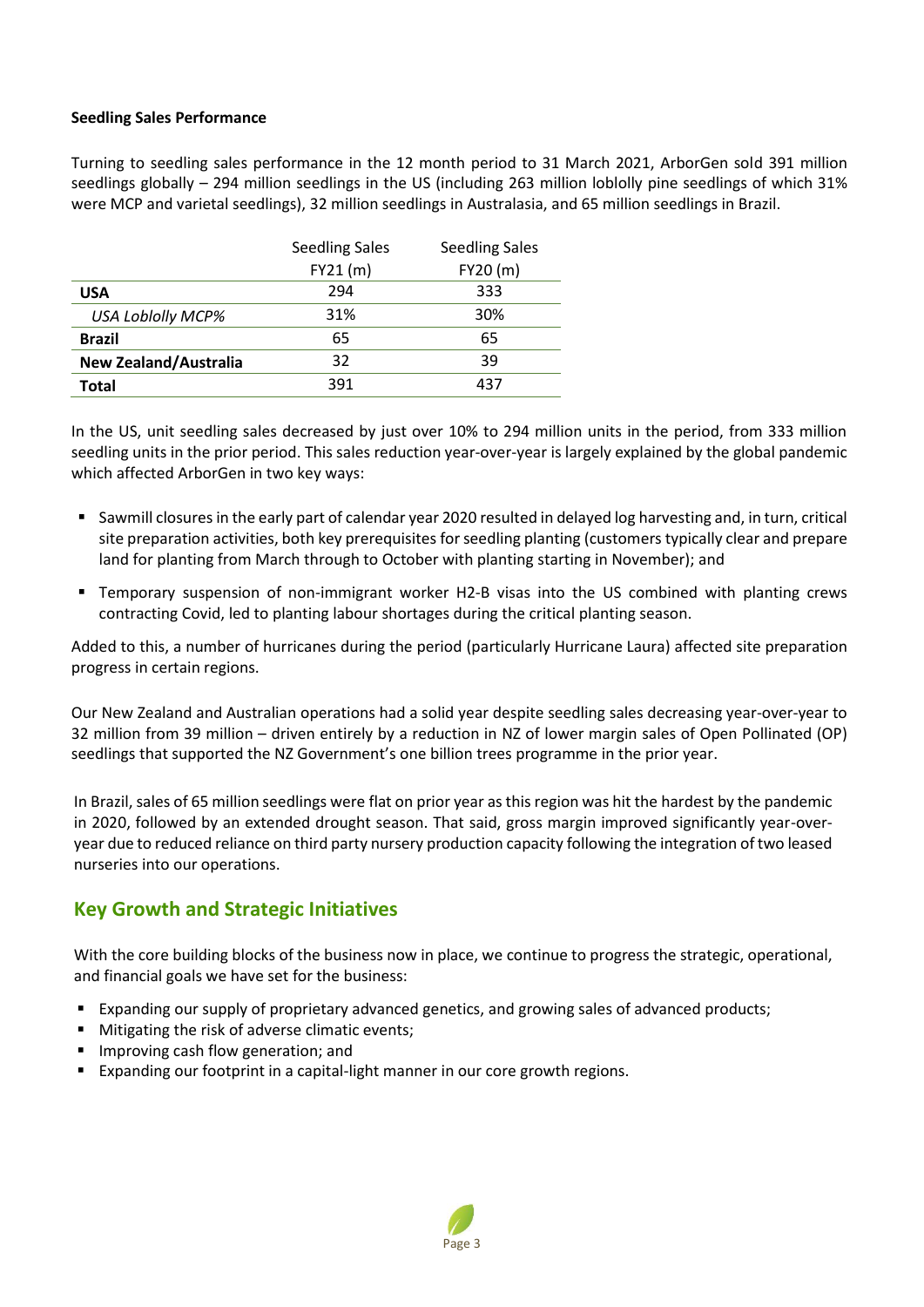**Seedling Sales Performance**

Turning to seedling sales performance in the 12 month period to 31 March 2021, ArborGen sold 391 million seedlings globally – 294 million seedlings in the US (including 263 million loblolly pine seedlings of which 31% were MCP and varietal seedlings), 32 million seedlings in Australasia, and 65 million seedlings in Brazil.

| | Seedling Sales FY21 (m) | Seedling Sales FY20 (m) |
|---|---|---|
| **USA** | 294 | 333 |
| *USA Loblolly MCP%* | 31% | 30% |
| **Brazil** | 65 | 65 |
| **New Zealand/Australia** | 32 | 39 |
| **Total** | 391 | 437 |

In the US, unit seedling sales decreased by just over 10% to 294 million units in the period, from 333 million seedling units in the prior period. This sales reduction year-over-year is largely explained by the global pandemic which affected ArborGen in two key ways:

- Sawmill closures in the early part of calendar year 2020 resulted in delayed log harvesting and, in turn, critical site preparation activities, both key prerequisites for seedling planting (customers typically clear and prepare land for planting from March through to October with planting starting in November); and
- Temporary suspension of non-immigrant worker H2-B visas into the US combined with planting crews contracting Covid, led to planting labour shortages during the critical planting season.

Added to this, a number of hurricanes during the period (particularly Hurricane Laura) affected site preparation progress in certain regions.

Our New Zealand and Australian operations had a solid year despite seedling sales decreasing year-over-year to 32 million from 39 million – driven entirely by a reduction in NZ of lower margin sales of Open Pollinated (OP) seedlings that supported the NZ Government's one billion trees programme in the prior year.

In Brazil, sales of 65 million seedlings were flat on prior year as this region was hit the hardest by the pandemic in 2020, followed by an extended drought season. That said, gross margin improved significantly year-over-year due to reduced reliance on third party nursery production capacity following the integration of two leased nurseries into our operations.

## Key Growth and Strategic Initiatives

With the core building blocks of the business now in place, we continue to progress the strategic, operational, and financial goals we have set for the business:

- Expanding our supply of proprietary advanced genetics, and growing sales of advanced products;
- Mitigating the risk of adverse climatic events;
- Improving cash flow generation; and
- Expanding our footprint in a capital-light manner in our core growth regions.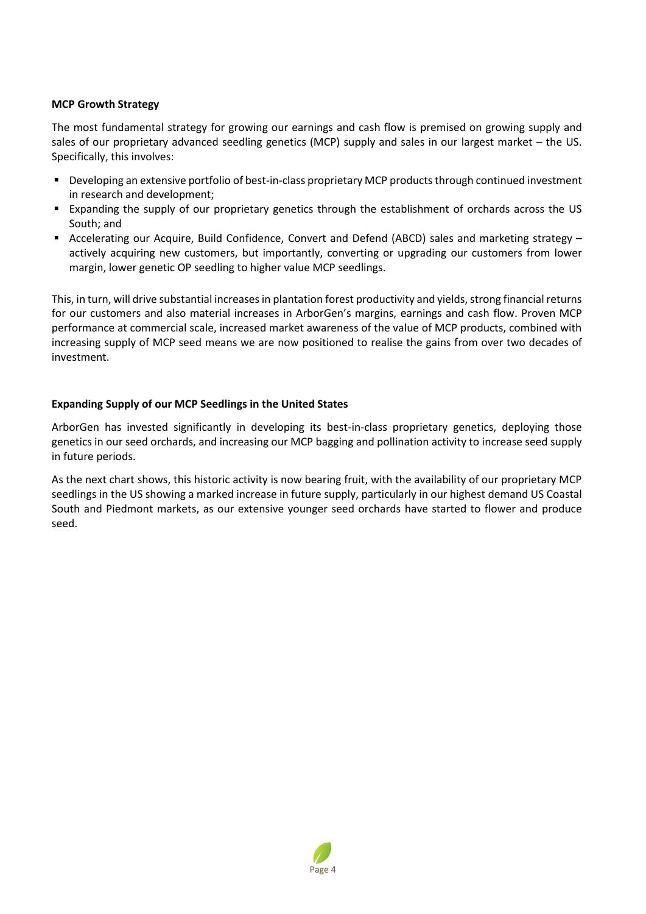**MCP Growth Strategy**

The most fundamental strategy for growing our earnings and cash flow is premised on growing supply and sales of our proprietary advanced seedling genetics (MCP) supply and sales in our largest market – the US. Specifically, this involves:

- Developing an extensive portfolio of best-in-class proprietary MCP products through continued investment in research and development;
- Expanding the supply of our proprietary genetics through the establishment of orchards across the US South; and
- Accelerating our Acquire, Build Confidence, Convert and Defend (ABCD) sales and marketing strategy – actively acquiring new customers, but importantly, converting or upgrading our customers from lower margin, lower genetic OP seedling to higher value MCP seedlings.

This, in turn, will drive substantial increases in plantation forest productivity and yields, strong financial returns for our customers and also material increases in ArborGen's margins, earnings and cash flow. Proven MCP performance at commercial scale, increased market awareness of the value of MCP products, combined with increasing supply of MCP seed means we are now positioned to realise the gains from over two decades of investment.

**Expanding Supply of our MCP Seedlings in the United States**

ArborGen has invested significantly in developing its best-in-class proprietary genetics, deploying those genetics in our seed orchards, and increasing our MCP bagging and pollination activity to increase seed supply in future periods.

As the next chart shows, this historic activity is now bearing fruit, with the availability of our proprietary MCP seedlings in the US showing a marked increase in future supply, particularly in our highest demand US Coastal South and Piedmont markets, as our extensive younger seed orchards have started to flower and produce seed.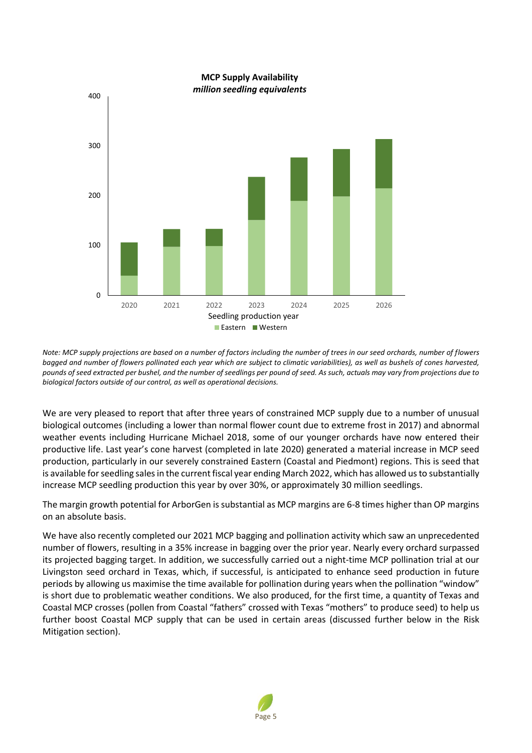**MCP Supply Availability**
*million seedling equivalents*

Note: MCP supply projections are based on a number of factors including the number of trees in our seed orchards, number of flowers bagged and number of flowers pollinated each year which are subject to climatic variabilities), as well as bushels of cones harvested, pounds of seed extracted per bushel, and the number of seedlings per pound of seed. As such, actuals may vary from projections due to biological factors outside of our control, as well as operational decisions.

We are very pleased to report that after three years of constrained MCP supply due to a number of unusual biological outcomes (including a lower than normal flower count due to extreme frost in 2017) and abnormal weather events including Hurricane Michael 2018, some of our younger orchards have now entered their productive life. Last year's cone harvest (completed in late 2020) generated a material increase in MCP seed production, particularly in our severely constrained Eastern (Coastal and Piedmont) regions. This is seed that is available for seedling sales in the current fiscal year ending March 2022, which has allowed us to substantially increase MCP seedling production this year by over 30%, or approximately 30 million seedlings.

The margin growth potential for ArborGen is substantial as MCP margins are 6-8 times higher than OP margins on an absolute basis.

We have also recently completed our 2021 MCP bagging and pollination activity which saw an unprecedented number of flowers, resulting in a 35% increase in bagging over the prior year. Nearly every orchard surpassed its projected bagging target. In addition, we successfully carried out a night-time MCP pollination trial at our Livingston seed orchard in Texas, which, if successful, is anticipated to enhance seed production in future periods by allowing us maximise the time available for pollination during years when the pollination "window" is short due to problematic weather conditions. We also produced, for the first time, a quantity of Texas and Coastal MCP crosses (pollen from Coastal "fathers" crossed with Texas "mothers" to produce seed) to help us further boost Coastal MCP supply that can be used in certain areas (discussed further below in the Risk Mitigation section).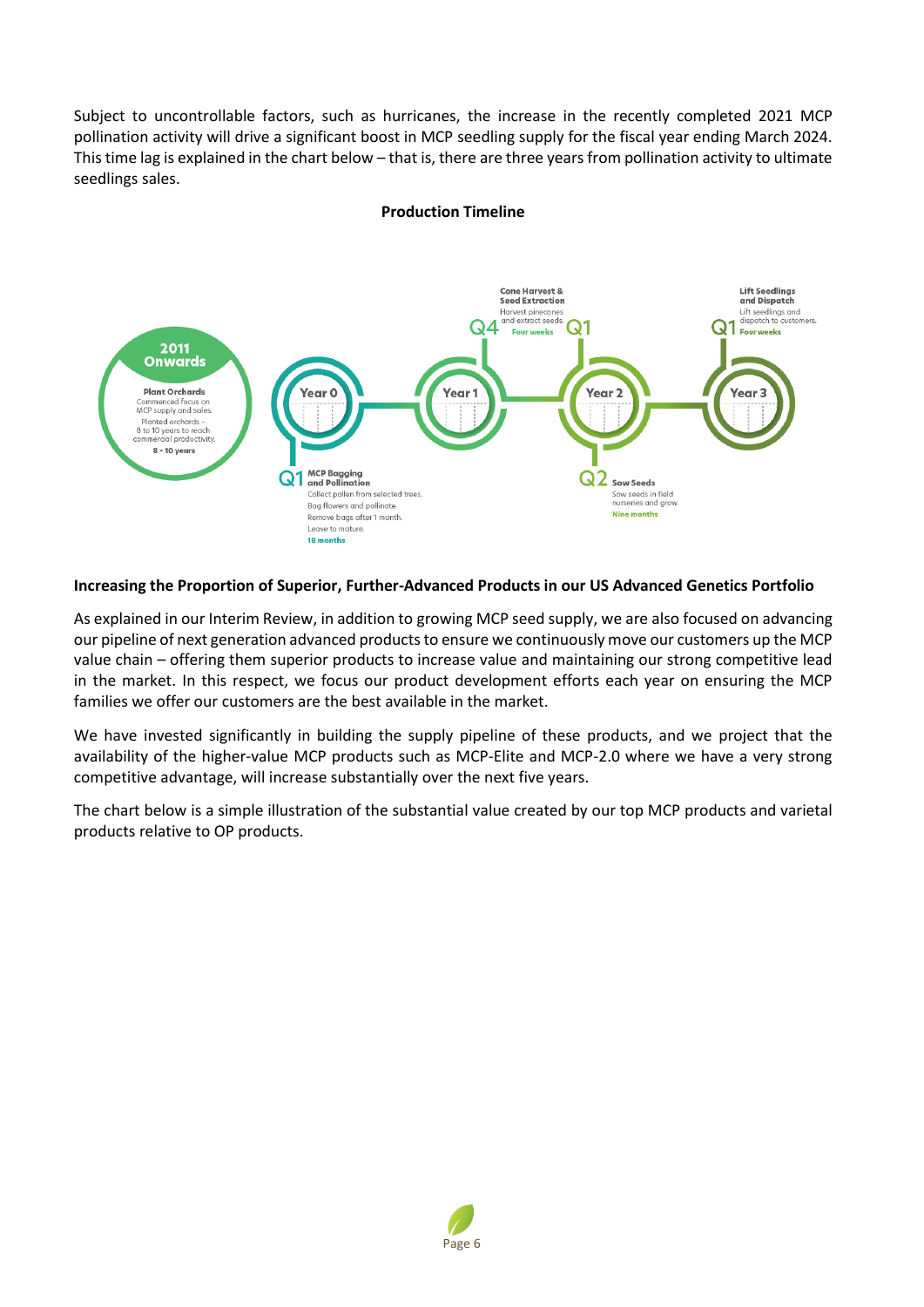Subject to uncontrollable factors, such as hurricanes, the increase in the recently completed 2021 MCP pollination activity will drive a significant boost in MCP seedling supply for the fiscal year ending March 2024. This time lag is explained in the chart below – that is, there are three years from pollination activity to ultimate seedlings sales.

**Production Timeline**

**2011 Onwards**

**Plant Orchards**
Commenced focus on MCP supply and sales.
Planted orchards – 8 to 10 years to reach commercial productivity.
**8 - 10 years**

**Year 0**

**Q1 MCP Bagging and Pollination**
Collect pollen from selected trees.
Bag flowers and pollinate.
Remove bags after 1 month.
Leave to mature.
**18 months**

**Year 1**

**Q4 Cone Harvest & Seed Extraction**
Harvest pinecones and extract seeds.
**Four weeks**

**Year 2**

**Q1**

**Q2 Sow Seeds**
Sow seeds in field nurseries and grow.
**Nine months**

**Year 3**

**Q1 Lift Seedlings and Dispatch**
Lift seedlings and dispatch to customers.
**Four weeks**

**Increasing the Proportion of Superior, Further-Advanced Products in our US Advanced Genetics Portfolio**

As explained in our Interim Review, in addition to growing MCP seed supply, we are also focused on advancing our pipeline of next generation advanced products to ensure we continuously move our customers up the MCP value chain – offering them superior products to increase value and maintaining our strong competitive lead in the market. In this respect, we focus our product development efforts each year on ensuring the MCP families we offer our customers are the best available in the market.

We have invested significantly in building the supply pipeline of these products, and we project that the availability of the higher-value MCP products such as MCP-Elite and MCP-2.0 where we have a very strong competitive advantage, will increase substantially over the next five years.

The chart below is a simple illustration of the substantial value created by our top MCP products and varietal products relative to OP products.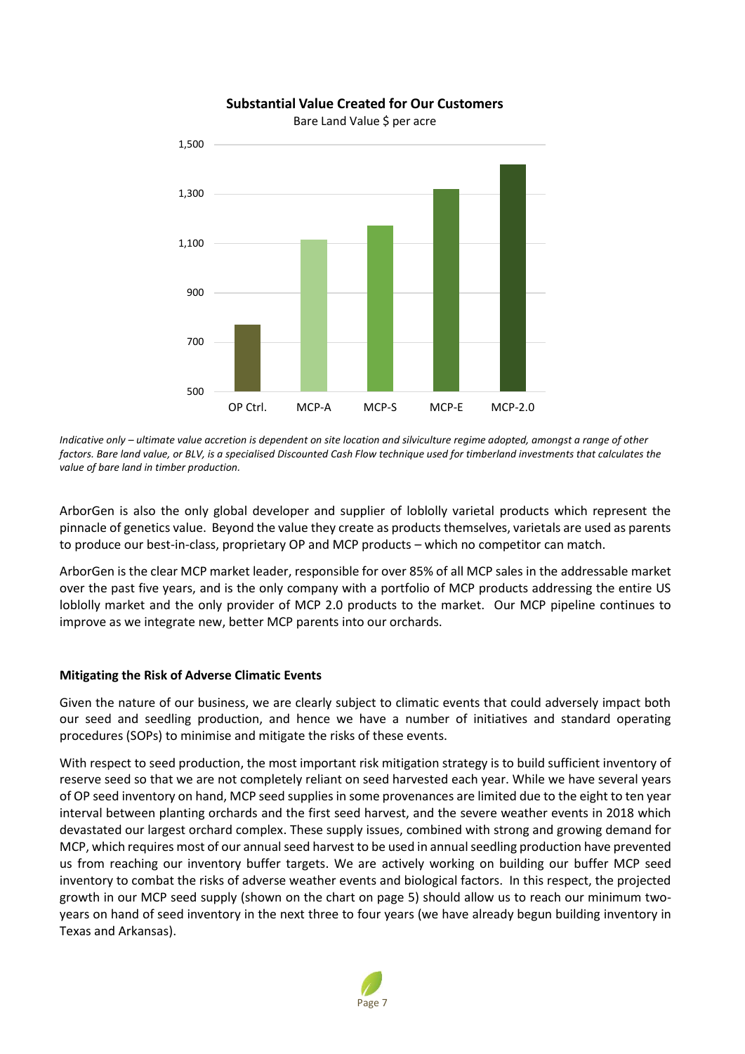**Substantial Value Created for Our Customers**

Bare Land Value $ per acre

*Indicative only – ultimate value accretion is dependent on site location and silviculture regime adopted, amongst a range of other factors. Bare land value, or BLV, is a specialised Discounted Cash Flow technique used for timberland investments that calculates the value of bare land in timber production.*

ArborGen is also the only global developer and supplier of loblolly varietal products which represent the pinnacle of genetics value. Beyond the value they create as products themselves, varietals are used as parents to produce our best-in-class, proprietary OP and MCP products – which no competitor can match.

ArborGen is the clear MCP market leader, responsible for over 85% of all MCP sales in the addressable market over the past five years, and is the only company with a portfolio of MCP products addressing the entire US loblolly market and the only provider of MCP 2.0 products to the market. Our MCP pipeline continues to improve as we integrate new, better MCP parents into our orchards.

**Mitigating the Risk of Adverse Climatic Events**

Given the nature of our business, we are clearly subject to climatic events that could adversely impact both our seed and seedling production, and hence we have a number of initiatives and standard operating procedures (SOPs) to minimise and mitigate the risks of these events.

With respect to seed production, the most important risk mitigation strategy is to build sufficient inventory of reserve seed so that we are not completely reliant on seed harvested each year. While we have several years of OP seed inventory on hand, MCP seed supplies in some provenances are limited due to the eight to ten year interval between planting orchards and the first seed harvest, and the severe weather events in 2018 which devastated our largest orchard complex. These supply issues, combined with strong and growing demand for MCP, which requires most of our annual seed harvest to be used in annual seedling production have prevented us from reaching our inventory buffer targets. We are actively working on building our buffer MCP seed inventory to combat the risks of adverse weather events and biological factors. In this respect, the projected growth in our MCP seed supply (shown on the chart on page 5) should allow us to reach our minimum two-years on hand of seed inventory in the next three to four years (we have already begun building inventory in Texas and Arkansas).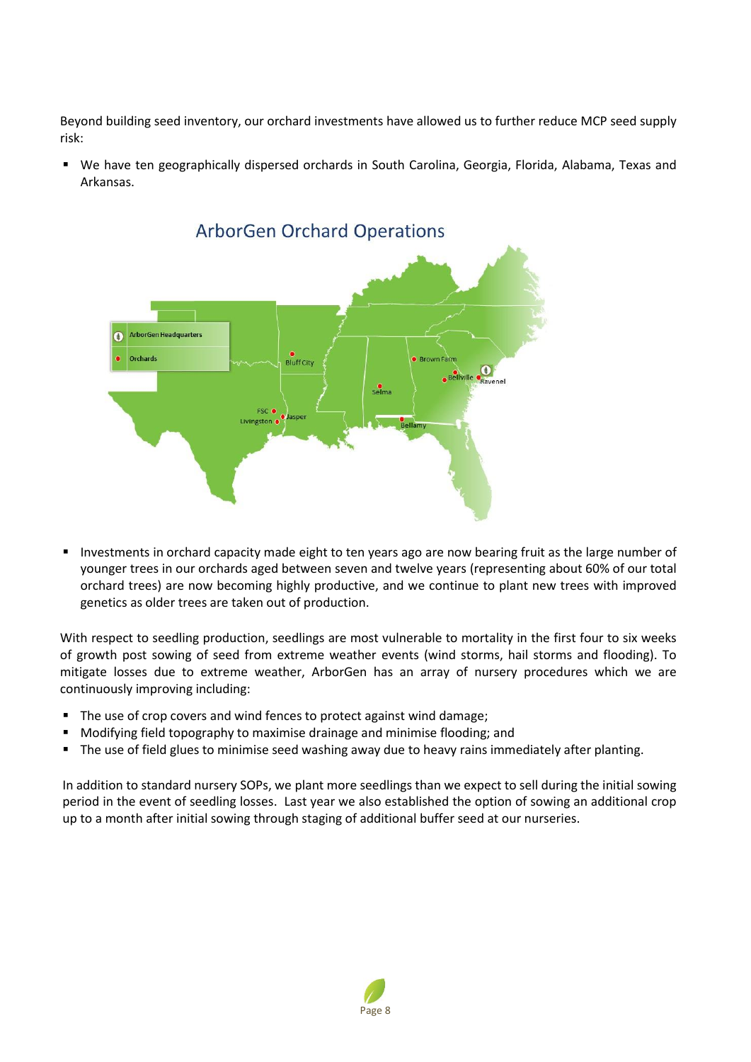Beyond building seed inventory, our orchard investments have allowed us to further reduce MCP seed supply risk:

- We have ten geographically dispersed orchards in South Carolina, Georgia, Florida, Alabama, Texas and Arkansas.

ArborGen Orchard Operations

- Investments in orchard capacity made eight to ten years ago are now bearing fruit as the large number of younger trees in our orchards aged between seven and twelve years (representing about 60% of our total orchard trees) are now becoming highly productive, and we continue to plant new trees with improved genetics as older trees are taken out of production.

With respect to seedling production, seedlings are most vulnerable to mortality in the first four to six weeks of growth post sowing of seed from extreme weather events (wind storms, hail storms and flooding). To mitigate losses due to extreme weather, ArborGen has an array of nursery procedures which we are continuously improving including:

- The use of crop covers and wind fences to protect against wind damage;
- Modifying field topography to maximise drainage and minimise flooding; and
- The use of field glues to minimise seed washing away due to heavy rains immediately after planting.

In addition to standard nursery SOPs, we plant more seedlings than we expect to sell during the initial sowing period in the event of seedling losses. Last year we also established the option of sowing an additional crop up to a month after initial sowing through staging of additional buffer seed at our nurseries.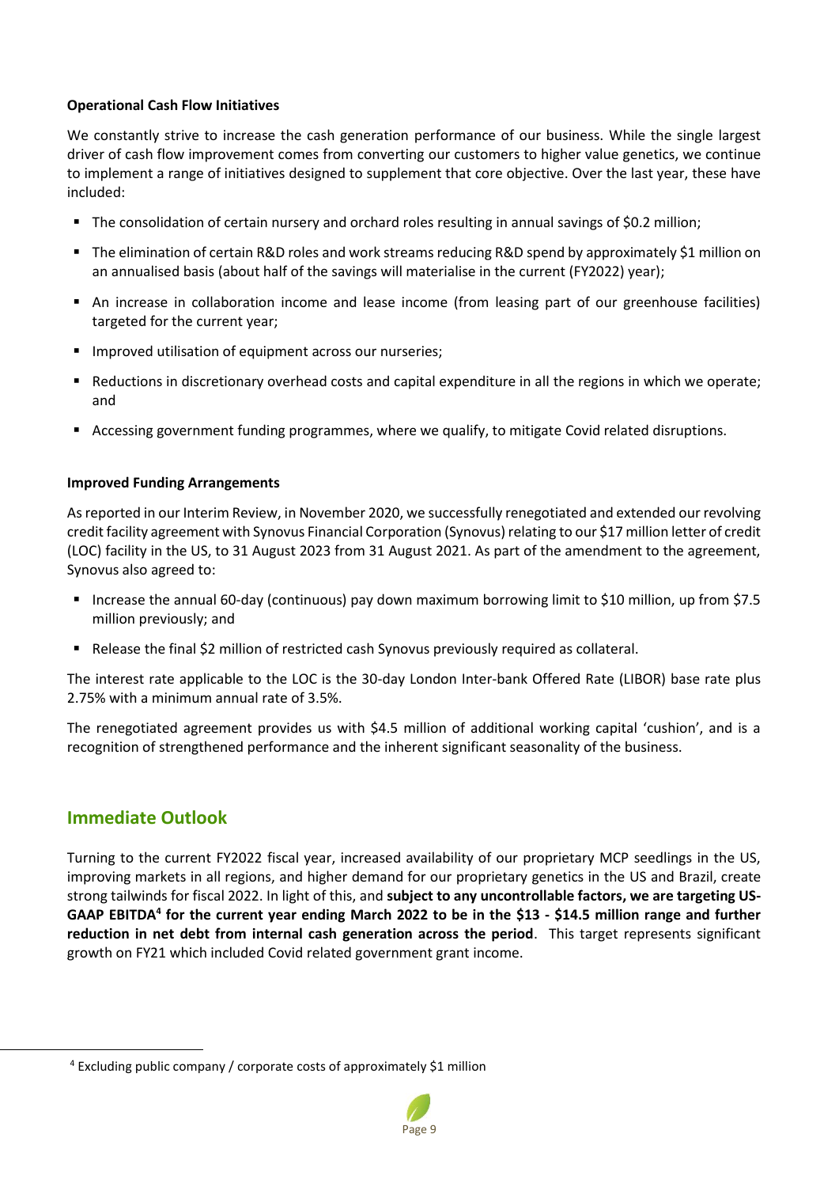**Operational Cash Flow Initiatives**

We constantly strive to increase the cash generation performance of our business. While the single largest driver of cash flow improvement comes from converting our customers to higher value genetics, we continue to implement a range of initiatives designed to supplement that core objective. Over the last year, these have included:

- The consolidation of certain nursery and orchard roles resulting in annual savings of $0.2 million;
- The elimination of certain R&D roles and work streams reducing R&D spend by approximately $1 million on an annualised basis (about half of the savings will materialise in the current (FY2022) year);
- An increase in collaboration income and lease income (from leasing part of our greenhouse facilities) targeted for the current year;
- Improved utilisation of equipment across our nurseries;
- Reductions in discretionary overhead costs and capital expenditure in all the regions in which we operate; and
- Accessing government funding programmes, where we qualify, to mitigate Covid related disruptions.

**Improved Funding Arrangements**

As reported in our Interim Review, in November 2020, we successfully renegotiated and extended our revolving credit facility agreement with Synovus Financial Corporation (Synovus) relating to our $17 million letter of credit (LOC) facility in the US, to 31 August 2023 from 31 August 2021. As part of the amendment to the agreement, Synovus also agreed to:

- Increase the annual 60-day (continuous) pay down maximum borrowing limit to $10 million, up from $7.5 million previously; and
- Release the final $2 million of restricted cash Synovus previously required as collateral.

The interest rate applicable to the LOC is the 30-day London Inter-bank Offered Rate (LIBOR) base rate plus 2.75% with a minimum annual rate of 3.5%.

The renegotiated agreement provides us with $4.5 million of additional working capital 'cushion', and is a recognition of strengthened performance and the inherent significant seasonality of the business.

## Immediate Outlook

Turning to the current FY2022 fiscal year, increased availability of our proprietary MCP seedlings in the US, improving markets in all regions, and higher demand for our proprietary genetics in the US and Brazil, create strong tailwinds for fiscal 2022. In light of this, and **subject to any uncontrollable factors, we are targeting US-GAAP EBITDA[4] for the current year ending March 2022 to be in the $13 - $14.5 million range and further reduction in net debt from internal cash generation across the period**. This target represents significant growth on FY21 which included Covid related government grant income.

[4] Excluding public company / corporate costs of approximately $1 million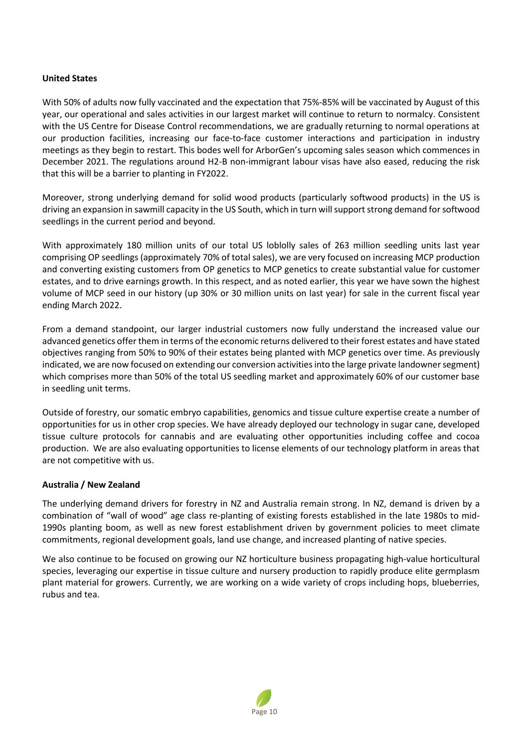**United States**

With 50% of adults now fully vaccinated and the expectation that 75%-85% will be vaccinated by August of this year, our operational and sales activities in our largest market will continue to return to normalcy. Consistent with the US Centre for Disease Control recommendations, we are gradually returning to normal operations at our production facilities, increasing our face-to-face customer interactions and participation in industry meetings as they begin to restart. This bodes well for ArborGen's upcoming sales season which commences in December 2021. The regulations around H2-B non-immigrant labour visas have also eased, reducing the risk that this will be a barrier to planting in FY2022.

Moreover, strong underlying demand for solid wood products (particularly softwood products) in the US is driving an expansion in sawmill capacity in the US South, which in turn will support strong demand for softwood seedlings in the current period and beyond.

With approximately 180 million units of our total US loblolly sales of 263 million seedling units last year comprising OP seedlings (approximately 70% of total sales), we are very focused on increasing MCP production and converting existing customers from OP genetics to MCP genetics to create substantial value for customer estates, and to drive earnings growth. In this respect, and as noted earlier, this year we have sown the highest volume of MCP seed in our history (up 30% or 30 million units on last year) for sale in the current fiscal year ending March 2022.

From a demand standpoint, our larger industrial customers now fully understand the increased value our advanced genetics offer them in terms of the economic returns delivered to their forest estates and have stated objectives ranging from 50% to 90% of their estates being planted with MCP genetics over time. As previously indicated, we are now focused on extending our conversion activities into the large private landowner segment) which comprises more than 50% of the total US seedling market and approximately 60% of our customer base in seedling unit terms.

Outside of forestry, our somatic embryo capabilities, genomics and tissue culture expertise create a number of opportunities for us in other crop species. We have already deployed our technology in sugar cane, developed tissue culture protocols for cannabis and are evaluating other opportunities including coffee and cocoa production. We are also evaluating opportunities to license elements of our technology platform in areas that are not competitive with us.

**Australia / New Zealand**

The underlying demand drivers for forestry in NZ and Australia remain strong. In NZ, demand is driven by a combination of "wall of wood" age class re-planting of existing forests established in the late 1980s to mid-1990s planting boom, as well as new forest establishment driven by government policies to meet climate commitments, regional development goals, land use change, and increased planting of native species.

We also continue to be focused on growing our NZ horticulture business propagating high-value horticultural species, leveraging our expertise in tissue culture and nursery production to rapidly produce elite germplasm plant material for growers. Currently, we are working on a wide variety of crops including hops, blueberries, rubus and tea.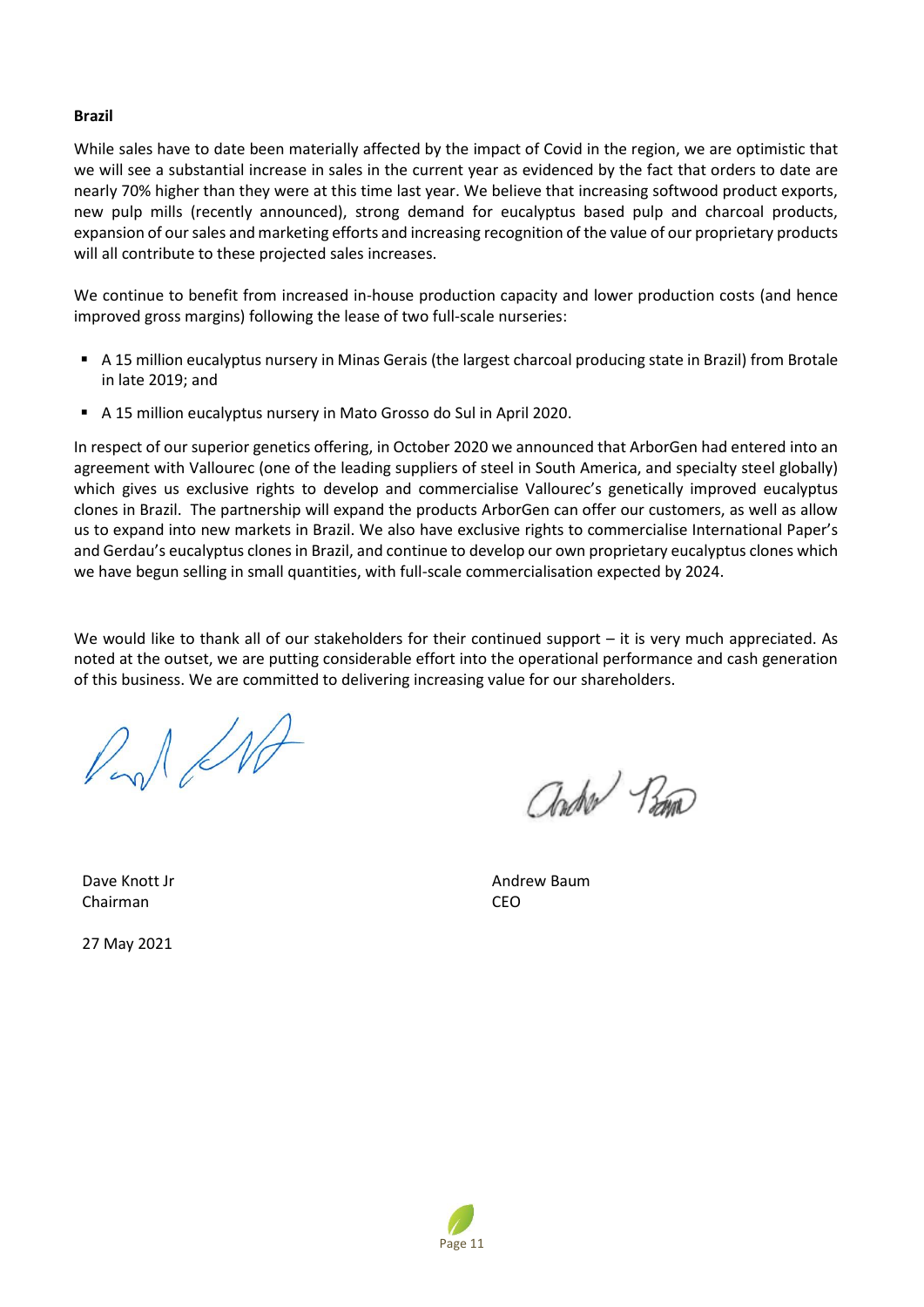**Brazil**

While sales have to date been materially affected by the impact of Covid in the region, we are optimistic that we will see a substantial increase in sales in the current year as evidenced by the fact that orders to date are nearly 70% higher than they were at this time last year. We believe that increasing softwood product exports, new pulp mills (recently announced), strong demand for eucalyptus based pulp and charcoal products, expansion of our sales and marketing efforts and increasing recognition of the value of our proprietary products will all contribute to these projected sales increases.

We continue to benefit from increased in-house production capacity and lower production costs (and hence improved gross margins) following the lease of two full-scale nurseries:

- A 15 million eucalyptus nursery in Minas Gerais (the largest charcoal producing state in Brazil) from Brotale in late 2019; and
- A 15 million eucalyptus nursery in Mato Grosso do Sul in April 2020.

In respect of our superior genetics offering, in October 2020 we announced that ArborGen had entered into an agreement with Vallourec (one of the leading suppliers of steel in South America, and specialty steel globally) which gives us exclusive rights to develop and commercialise Vallourec's genetically improved eucalyptus clones in Brazil. The partnership will expand the products ArborGen can offer our customers, as well as allow us to expand into new markets in Brazil. We also have exclusive rights to commercialise International Paper's and Gerdau's eucalyptus clones in Brazil, and continue to develop our own proprietary eucalyptus clones which we have begun selling in small quantities, with full-scale commercialisation expected by 2024.

We would like to thank all of our stakeholders for their continued support – it is very much appreciated. As noted at the outset, we are putting considerable effort into the operational performance and cash generation of this business. We are committed to delivering increasing value for our shareholders.

Dave Knott Jr
Chairman

Andrew Baum
CEO

27 May 2021